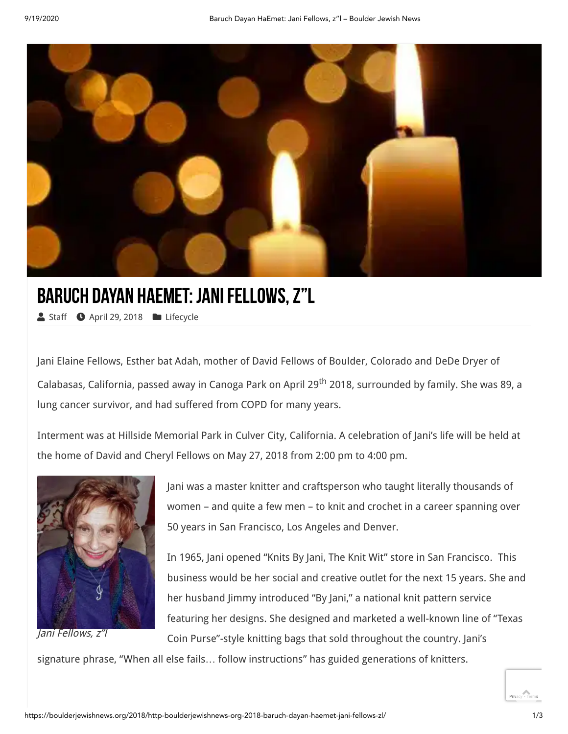# Baruch Dayan HaEmet: Jani Fellows, z"l

Staff April 29, 2018 Lifecycle

Jani Elaine Fellows, Esther bat Adah, mother of David Fellows of Boulder, Colorado and DeDe Dryer of Calabasas, California, passed away in Canoga Park on April 29th 2018, surrounded by family. She was 89, a lung cancer survivor, and had suffered from COPD for many years.

Interment was at Hillside Memorial Park in Culver City, California. A celebration of Jani's life will be held at the home of David and Cheryl Fellows on May 27, 2018 from 2:00 pm to 4:00 pm.

*Jani Fellows, z"l*

Jani was a master knitter and craftsperson who taught literally thousands of women – and quite a few men – to knit and crochet in a career spanning over 50 years in San Francisco, Los Angeles and Denver.

In 1965, Jani opened "Knits By Jani, The Knit Wit" store in San Francisco. This business would be her social and creative outlet for the next 15 years. She and her husband Jimmy introduced "By Jani," a national knit pattern service featuring her designs. She designed and marketed a well-known line of "Texas Coin Purse"-style knitting bags that sold throughout the country. Jani's signature phrase, "When all else fails… follow instructions" has guided generations of knitters.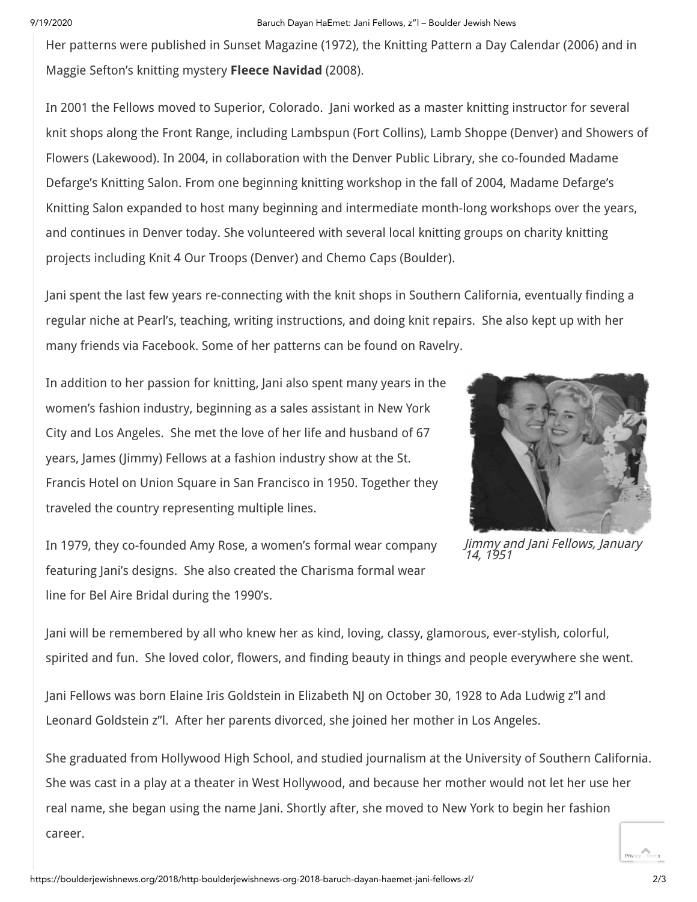Her patterns were published in Sunset Magazine (1972), the Knitting Pattern a Day Calendar (2006) and in Maggie Sefton's knitting mystery **Fleece Navidad** (2008).

In 2001 the Fellows moved to Superior, Colorado. Jani worked as a master knitting instructor for several knit shops along the Front Range, including Lambspun (Fort Collins), Lamb Shoppe (Denver) and Showers of Flowers (Lakewood). In 2004, in collaboration with the Denver Public Library, she co-founded Madame Defarge's Knitting Salon. From one beginning knitting workshop in the fall of 2004, Madame Defarge's Knitting Salon expanded to host many beginning and intermediate month-long workshops over the years, and continues in Denver today. She volunteered with several local knitting groups on charity knitting projects including Knit 4 Our Troops (Denver) and Chemo Caps (Boulder).

Jani spent the last few years re-connecting with the knit shops in Southern California, eventually finding a regular niche at Pearl's, teaching, writing instructions, and doing knit repairs. She also kept up with her many friends via Facebook. Some of her patterns can be found on Ravelry.

In addition to her passion for knitting, Jani also spent many years in the women's fashion industry, beginning as a sales assistant in New York City and Los Angeles. She met the love of her life and husband of 67 years, James (Jimmy) Fellows at a fashion industry show at the St. Francis Hotel on Union Square in San Francisco in 1950. Together they traveled the country representing multiple lines.

*Jimmy and Jani Fellows, January 14, 1951*

In 1979, they co-founded Amy Rose, a women's formal wear company featuring Jani's designs. She also created the Charisma formal wear line for Bel Aire Bridal during the 1990's.

Jani will be remembered by all who knew her as kind, loving, classy, glamorous, ever-stylish, colorful, spirited and fun. She loved color, flowers, and finding beauty in things and people everywhere she went.

Jani Fellows was born Elaine Iris Goldstein in Elizabeth NJ on October 30, 1928 to Ada Ludwig z"l and Leonard Goldstein z"l. After her parents divorced, she joined her mother in Los Angeles.

She graduated from Hollywood High School, and studied journalism at the University of Southern California. She was cast in a play at a theater in West Hollywood, and because her mother would not let her use her real name, she began using the name Jani. Shortly after, she moved to New York to begin her fashion career.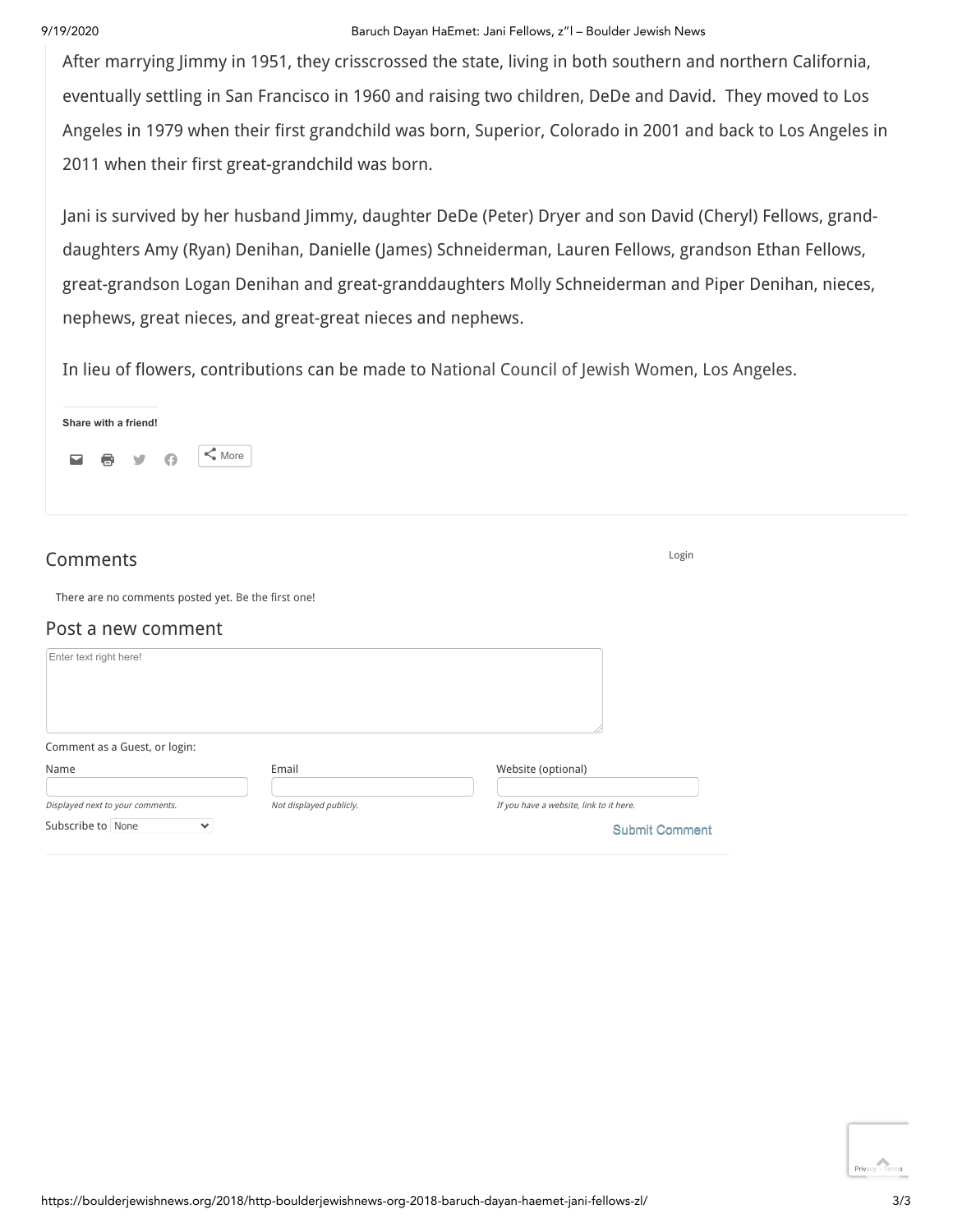After marrying Jimmy in 1951, they crisscrossed the state, living in both southern and northern California, eventually settling in San Francisco in 1960 and raising two children, DeDe and David.  They moved to Los Angeles in 1979 when their first grandchild was born, Superior, Colorado in 2001 and back to Los Angeles in 2011 when their first great-grandchild was born.

Jani is survived by her husband Jimmy, daughter DeDe (Peter) Dryer and son David (Cheryl) Fellows, granddaughters Amy (Ryan) Denihan, Danielle (James) Schneiderman, Lauren Fellows, grandson Ethan Fellows, great-grandson Logan Denihan and great-granddaughters Molly Schneiderman and Piper Denihan, nieces, nephews, great nieces, and great-great nieces and nephews.

In lieu of flowers, contributions can be made to National Council of Jewish Women, Los Angeles.

**Share with a friend!**

More

## Comments

Login

There are no comments posted yet. Be the first one!

## Post a new comment

Enter text right here!

Comment as a Guest, or login:

Name

*Displayed next to your comments.*

Email

*Not displayed publicly.*

Website (optional)

*If you have a website, link to it here.*

Subscribe to None

Submit Comment